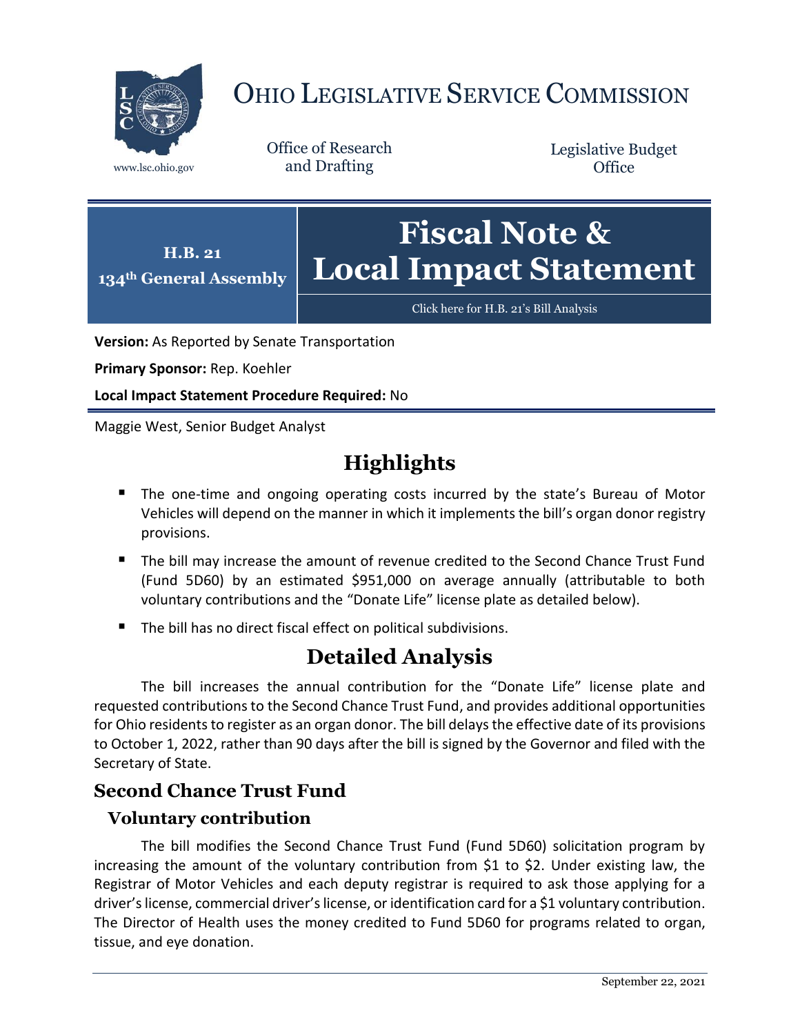# OHIO LEGISLATIVE SERVICE COMMISSION

www.lsc.ohio.gov

Office of Research and Drafting

Legislative Budget Office

**H.B. 21**
**134th General Assembly**

# Fiscal Note & Local Impact Statement

Click here for H.B. 21's Bill Analysis

**Version:** As Reported by Senate Transportation

**Primary Sponsor:** Rep. Koehler

**Local Impact Statement Procedure Required:** No

Maggie West, Senior Budget Analyst

## Highlights

- The one-time and ongoing operating costs incurred by the state's Bureau of Motor Vehicles will depend on the manner in which it implements the bill's organ donor registry provisions.
- The bill may increase the amount of revenue credited to the Second Chance Trust Fund (Fund 5D60) by an estimated $951,000 on average annually (attributable to both voluntary contributions and the "Donate Life" license plate as detailed below).
- The bill has no direct fiscal effect on political subdivisions.

## Detailed Analysis

The bill increases the annual contribution for the "Donate Life" license plate and requested contributions to the Second Chance Trust Fund, and provides additional opportunities for Ohio residents to register as an organ donor. The bill delays the effective date of its provisions to October 1, 2022, rather than 90 days after the bill is signed by the Governor and filed with the Secretary of State.

## Second Chance Trust Fund

### Voluntary contribution

The bill modifies the Second Chance Trust Fund (Fund 5D60) solicitation program by increasing the amount of the voluntary contribution from $1 to $2. Under existing law, the Registrar of Motor Vehicles and each deputy registrar is required to ask those applying for a driver's license, commercial driver's license, or identification card for a $1 voluntary contribution. The Director of Health uses the money credited to Fund 5D60 for programs related to organ, tissue, and eye donation.

September 22, 2021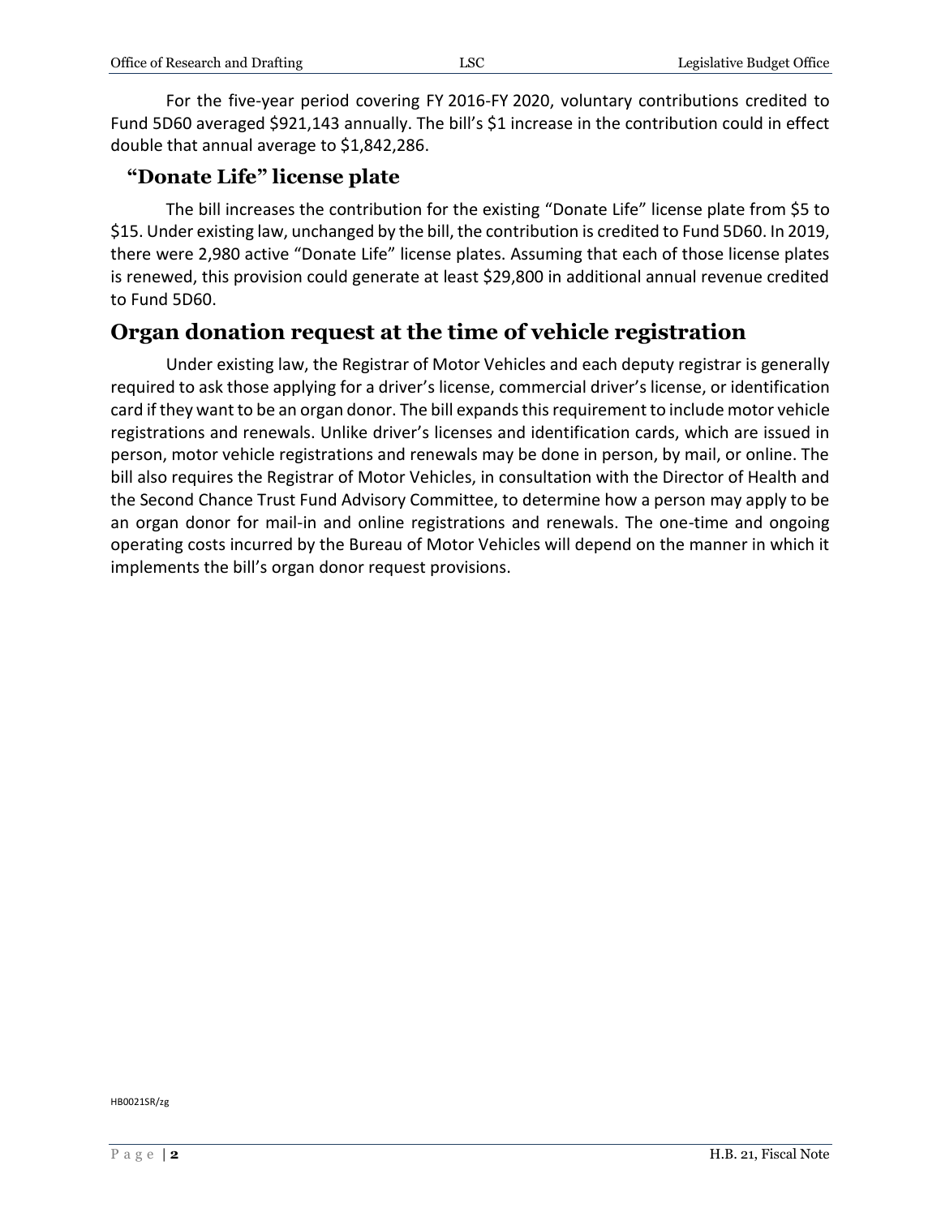For the five-year period covering FY 2016-FY 2020, voluntary contributions credited to Fund 5D60 averaged $921,143 annually. The bill's $1 increase in the contribution could in effect double that annual average to $1,842,286.

### "Donate Life" license plate

The bill increases the contribution for the existing "Donate Life" license plate from $5 to $15. Under existing law, unchanged by the bill, the contribution is credited to Fund 5D60. In 2019, there were 2,980 active "Donate Life" license plates. Assuming that each of those license plates is renewed, this provision could generate at least $29,800 in additional annual revenue credited to Fund 5D60.

## Organ donation request at the time of vehicle registration

Under existing law, the Registrar of Motor Vehicles and each deputy registrar is generally required to ask those applying for a driver's license, commercial driver's license, or identification card if they want to be an organ donor. The bill expands this requirement to include motor vehicle registrations and renewals. Unlike driver's licenses and identification cards, which are issued in person, motor vehicle registrations and renewals may be done in person, by mail, or online. The bill also requires the Registrar of Motor Vehicles, in consultation with the Director of Health and the Second Chance Trust Fund Advisory Committee, to determine how a person may apply to be an organ donor for mail-in and online registrations and renewals. The one-time and ongoing operating costs incurred by the Bureau of Motor Vehicles will depend on the manner in which it implements the bill's organ donor request provisions.

HB0021SR/zg